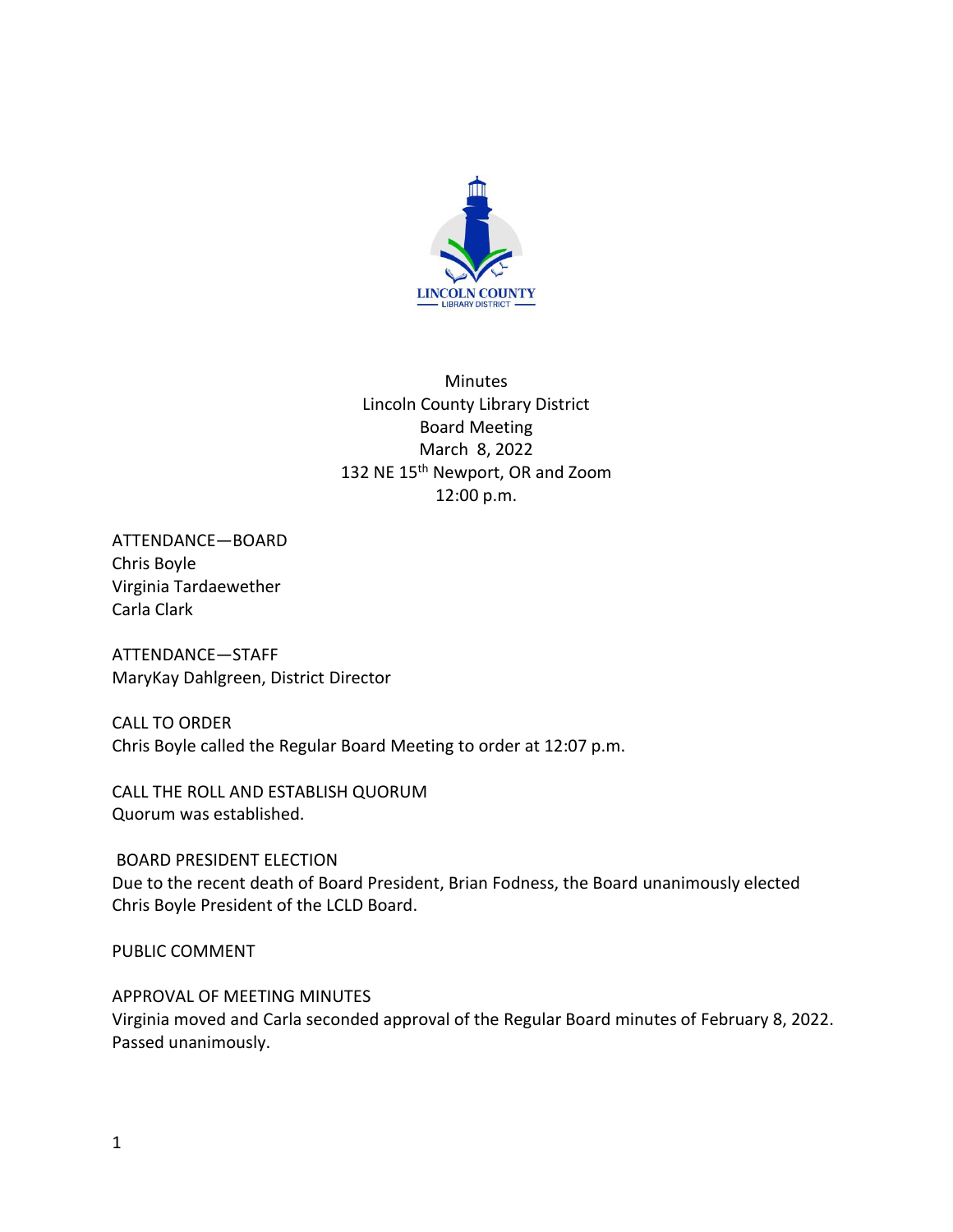# Minutes
## Lincoln County Library District
## Board Meeting
March 8, 2022

132 NE 15th Newport, OR and Zoom

12:00 p.m.

ATTENDANCE—BOARD

Chris Boyle
Virginia Tardaewether
Carla Clark

ATTENDANCE—STAFF

MaryKay Dahlgreen, District Director

CALL TO ORDER

Chris Boyle called the Regular Board Meeting to order at 12:07 p.m.

CALL THE ROLL AND ESTABLISH QUORUM

Quorum was established.

BOARD PRESIDENT ELECTION

Due to the recent death of Board President, Brian Fodness, the Board unanimously elected Chris Boyle President of the LCLD Board.

PUBLIC COMMENT

APPROVAL OF MEETING MINUTES

Virginia moved and Carla seconded approval of the Regular Board minutes of February 8, 2022. Passed unanimously.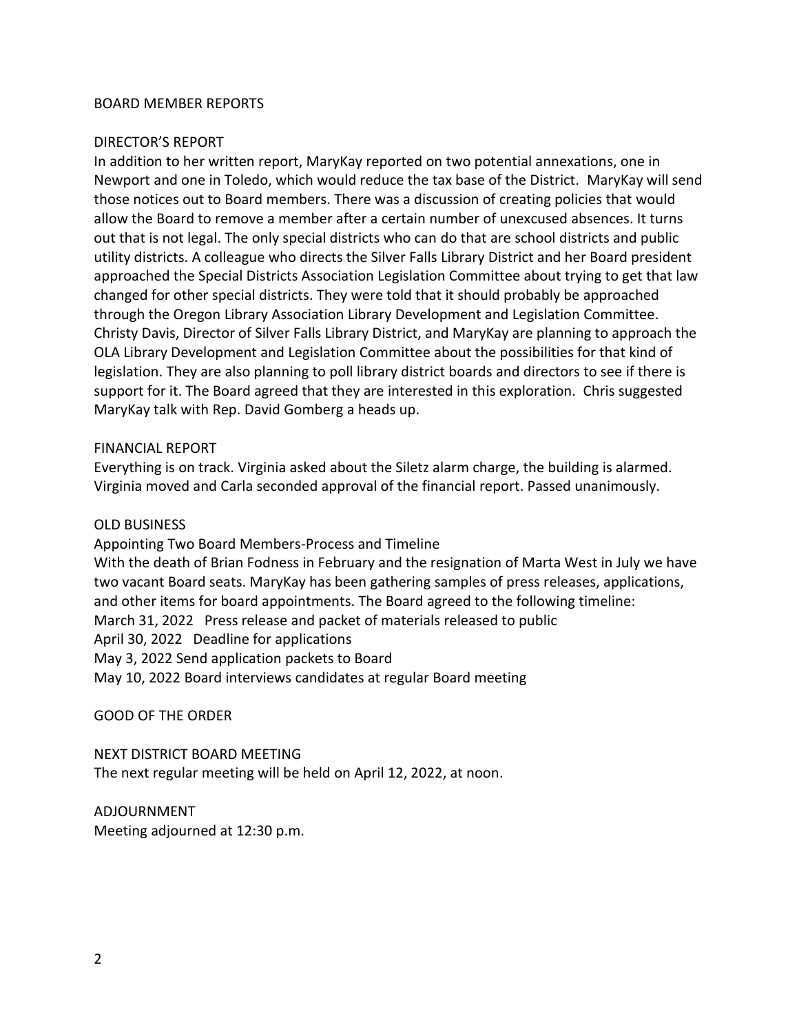## BOARD MEMBER REPORTS

## DIRECTOR'S REPORT

In addition to her written report, MaryKay reported on two potential annexations, one in Newport and one in Toledo, which would reduce the tax base of the District. MaryKay will send those notices out to Board members. There was a discussion of creating policies that would allow the Board to remove a member after a certain number of unexcused absences. It turns out that is not legal. The only special districts who can do that are school districts and public utility districts. A colleague who directs the Silver Falls Library District and her Board president approached the Special Districts Association Legislation Committee about trying to get that law changed for other special districts. They were told that it should probably be approached through the Oregon Library Association Library Development and Legislation Committee. Christy Davis, Director of Silver Falls Library District, and MaryKay are planning to approach the OLA Library Development and Legislation Committee about the possibilities for that kind of legislation. They are also planning to poll library district boards and directors to see if there is support for it. The Board agreed that they are interested in this exploration. Chris suggested MaryKay talk with Rep. David Gomberg a heads up.

## FINANCIAL REPORT

Everything is on track. Virginia asked about the Siletz alarm charge, the building is alarmed. Virginia moved and Carla seconded approval of the financial report. Passed unanimously.

## OLD BUSINESS

Appointing Two Board Members-Process and Timeline

With the death of Brian Fodness in February and the resignation of Marta West in July we have two vacant Board seats. MaryKay has been gathering samples of press releases, applications, and other items for board appointments. The Board agreed to the following timeline:

March 31, 2022 Press release and packet of materials released to public  
April 30, 2022 Deadline for applications  
May 3, 2022 Send application packets to Board  
May 10, 2022 Board interviews candidates at regular Board meeting

## GOOD OF THE ORDER

## NEXT DISTRICT BOARD MEETING

The next regular meeting will be held on April 12, 2022, at noon.

## ADJOURNMENT

Meeting adjourned at 12:30 p.m.